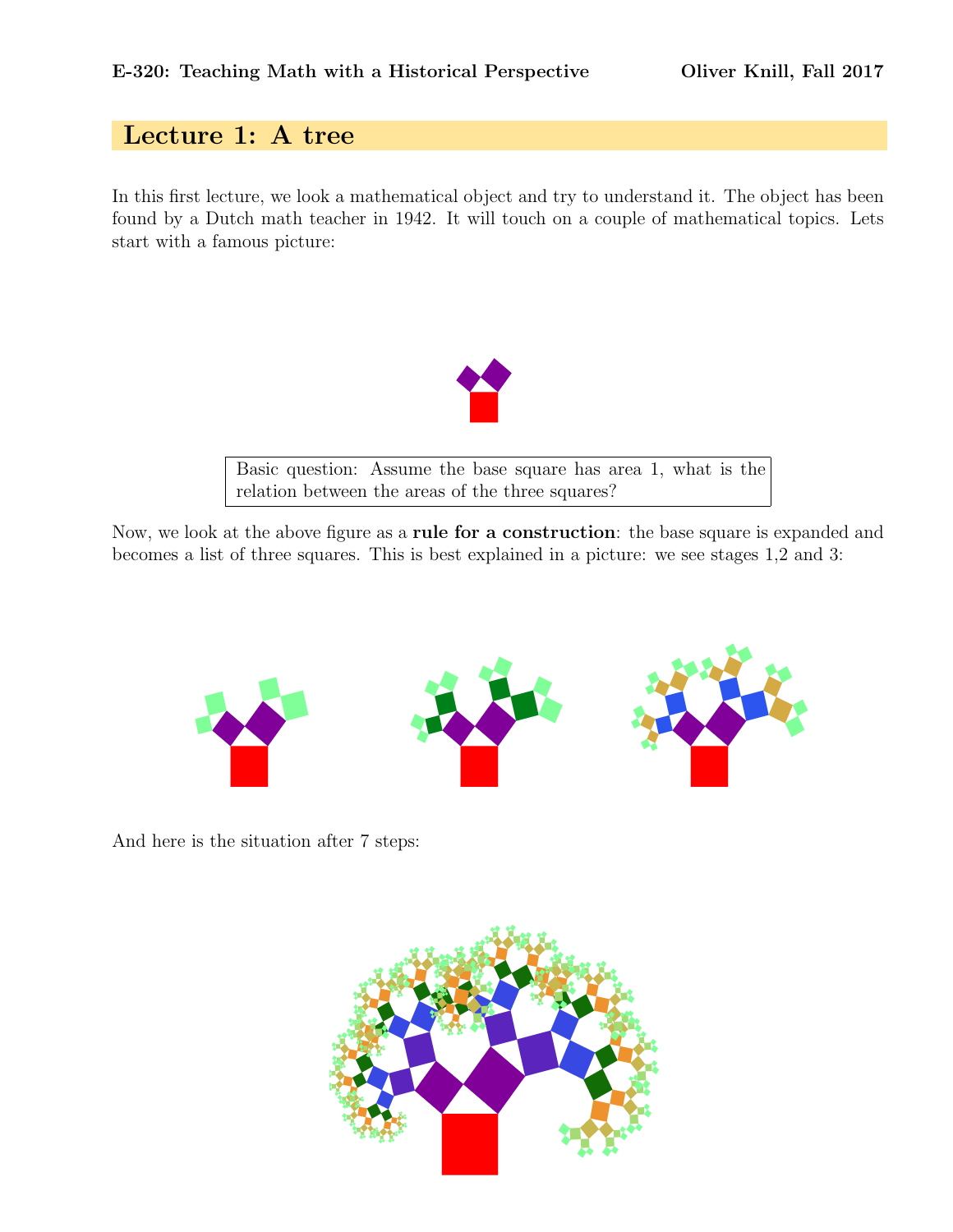**E-320: Teaching Math with a Historical Perspective** **Oliver Knill, Fall 2017**

# Lecture 1: A tree

In this first lecture, we look a mathematical object and try to understand it. The object has been found by a Dutch math teacher in 1942. It will touch on a couple of mathematical topics. Lets start with a famous picture:

> Basic question: Assume the base square has area 1, what is the relation between the areas of the three squares?

Now, we look at the above figure as a **rule for a construction**: the base square is expanded and becomes a list of three squares. This is best explained in a picture: we see stages 1,2 and 3:

And here is the situation after 7 steps: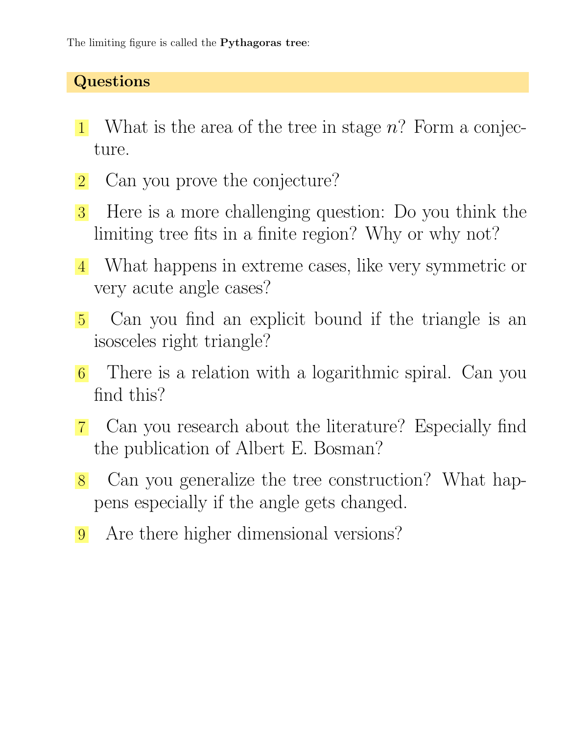The limiting figure is called the **Pythagoras tree**:

## Questions

1. What is the area of the tree in stage $n$? Form a conjecture.
2. Can you prove the conjecture?
3. Here is a more challenging question: Do you think the limiting tree fits in a finite region? Why or why not?
4. What happens in extreme cases, like very symmetric or very acute angle cases?
5. Can you find an explicit bound if the triangle is an isosceles right triangle?
6. There is a relation with a logarithmic spiral. Can you find this?
7. Can you research about the literature? Especially find the publication of Albert E. Bosman?
8. Can you generalize the tree construction? What happens especially if the angle gets changed.
9. Are there higher dimensional versions?